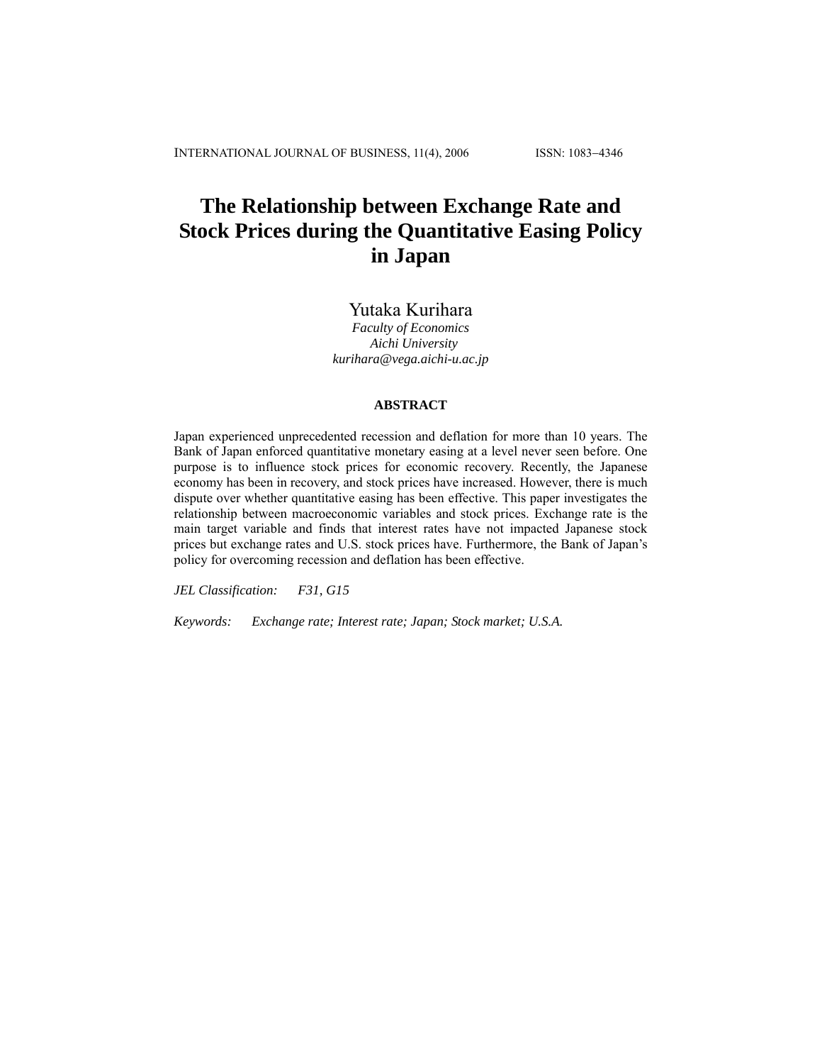# The Relationship between Exchange Rate and Stock Prices during the Quantitative Easing Policy in Japan

Yutaka Kurihara

*Faculty of Economics*
*Aichi University*
*kurihara@vega.aichi-u.ac.jp*

## ABSTRACT

Japan experienced unprecedented recession and deflation for more than 10 years. The Bank of Japan enforced quantitative monetary easing at a level never seen before. One purpose is to influence stock prices for economic recovery. Recently, the Japanese economy has been in recovery, and stock prices have increased. However, there is much dispute over whether quantitative easing has been effective. This paper investigates the relationship between macroeconomic variables and stock prices. Exchange rate is the main target variable and finds that interest rates have not impacted Japanese stock prices but exchange rates and U.S. stock prices have. Furthermore, the Bank of Japan's policy for overcoming recession and deflation has been effective.

*JEL Classification:* *F31, G15*

*Keywords:* *Exchange rate; Interest rate; Japan; Stock market; U.S.A.*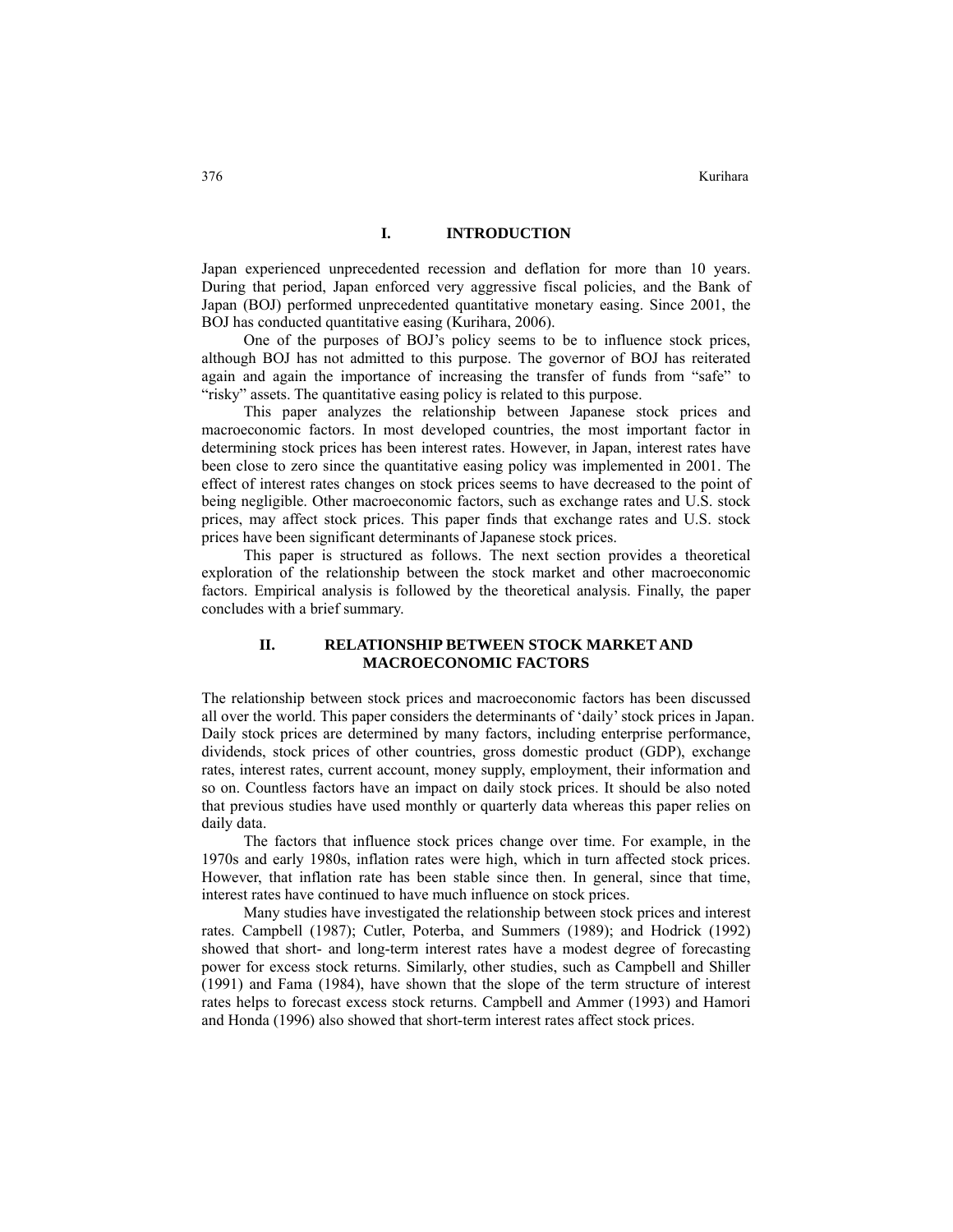## I. INTRODUCTION

Japan experienced unprecedented recession and deflation for more than 10 years. During that period, Japan enforced very aggressive fiscal policies, and the Bank of Japan (BOJ) performed unprecedented quantitative monetary easing. Since 2001, the BOJ has conducted quantitative easing (Kurihara, 2006).

One of the purposes of BOJ's policy seems to be to influence stock prices, although BOJ has not admitted to this purpose. The governor of BOJ has reiterated again and again the importance of increasing the transfer of funds from "safe" to "risky" assets. The quantitative easing policy is related to this purpose.

This paper analyzes the relationship between Japanese stock prices and macroeconomic factors. In most developed countries, the most important factor in determining stock prices has been interest rates. However, in Japan, interest rates have been close to zero since the quantitative easing policy was implemented in 2001. The effect of interest rates changes on stock prices seems to have decreased to the point of being negligible. Other macroeconomic factors, such as exchange rates and U.S. stock prices, may affect stock prices. This paper finds that exchange rates and U.S. stock prices have been significant determinants of Japanese stock prices.

This paper is structured as follows. The next section provides a theoretical exploration of the relationship between the stock market and other macroeconomic factors. Empirical analysis is followed by the theoretical analysis. Finally, the paper concludes with a brief summary.

## II. RELATIONSHIP BETWEEN STOCK MARKET AND MACROECONOMIC FACTORS

The relationship between stock prices and macroeconomic factors has been discussed all over the world. This paper considers the determinants of 'daily' stock prices in Japan. Daily stock prices are determined by many factors, including enterprise performance, dividends, stock prices of other countries, gross domestic product (GDP), exchange rates, interest rates, current account, money supply, employment, their information and so on. Countless factors have an impact on daily stock prices. It should be also noted that previous studies have used monthly or quarterly data whereas this paper relies on daily data.

The factors that influence stock prices change over time. For example, in the 1970s and early 1980s, inflation rates were high, which in turn affected stock prices. However, that inflation rate has been stable since then. In general, since that time, interest rates have continued to have much influence on stock prices.

Many studies have investigated the relationship between stock prices and interest rates. Campbell (1987); Cutler, Poterba, and Summers (1989); and Hodrick (1992) showed that short- and long-term interest rates have a modest degree of forecasting power for excess stock returns. Similarly, other studies, such as Campbell and Shiller (1991) and Fama (1984), have shown that the slope of the term structure of interest rates helps to forecast excess stock returns. Campbell and Ammer (1993) and Hamori and Honda (1996) also showed that short-term interest rates affect stock prices.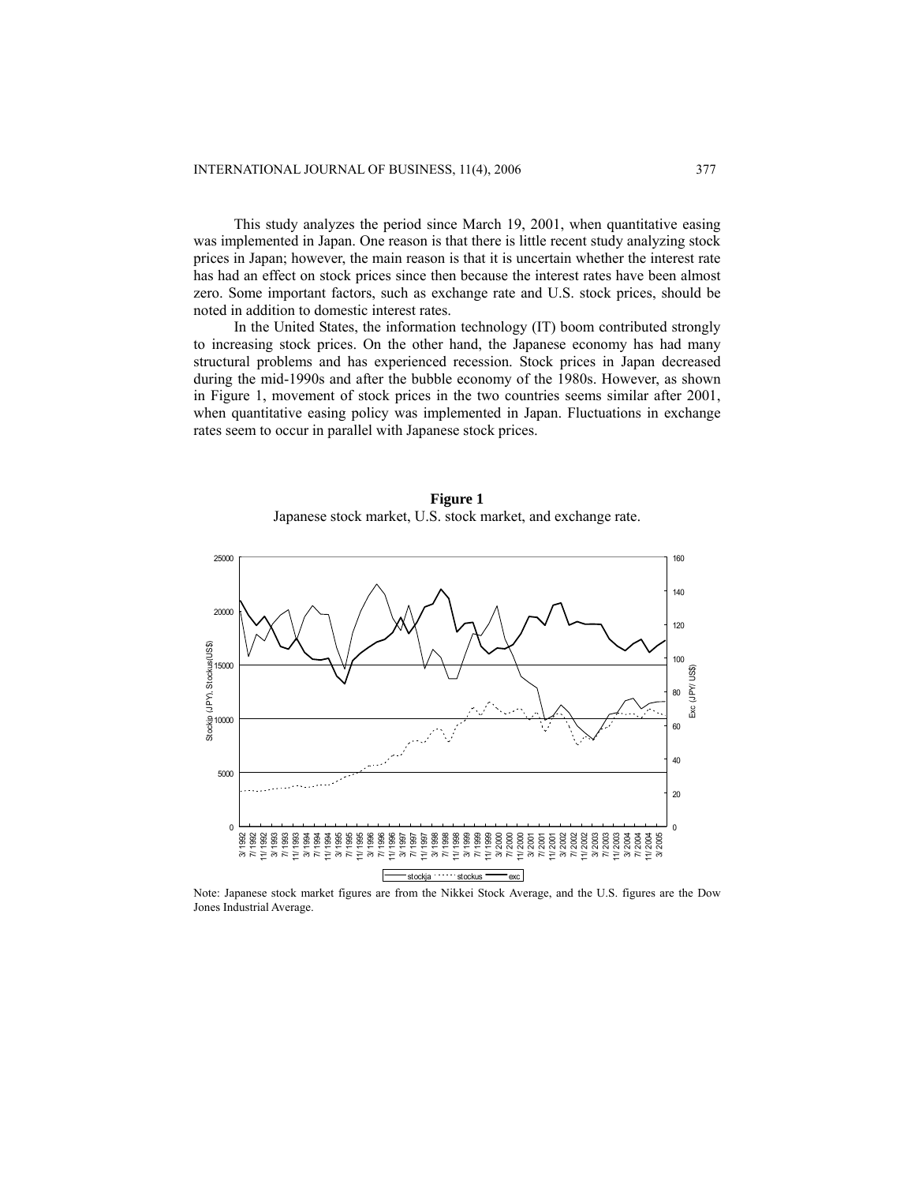This study analyzes the period since March 19, 2001, when quantitative easing was implemented in Japan. One reason is that there is little recent study analyzing stock prices in Japan; however, the main reason is that it is uncertain whether the interest rate has had an effect on stock prices since then because the interest rates have been almost zero. Some important factors, such as exchange rate and U.S. stock prices, should be noted in addition to domestic interest rates.

In the United States, the information technology (IT) boom contributed strongly to increasing stock prices. On the other hand, the Japanese economy has had many structural problems and has experienced recession. Stock prices in Japan decreased during the mid-1990s and after the bubble economy of the 1980s. However, as shown in Figure 1, movement of stock prices in the two countries seems similar after 2001, when quantitative easing policy was implemented in Japan. Fluctuations in exchange rates seem to occur in parallel with Japanese stock prices.

**Figure 1**
Japanese stock market, U.S. stock market, and exchange rate.

Note: Japanese stock market figures are from the Nikkei Stock Average, and the U.S. figures are the Dow Jones Industrial Average.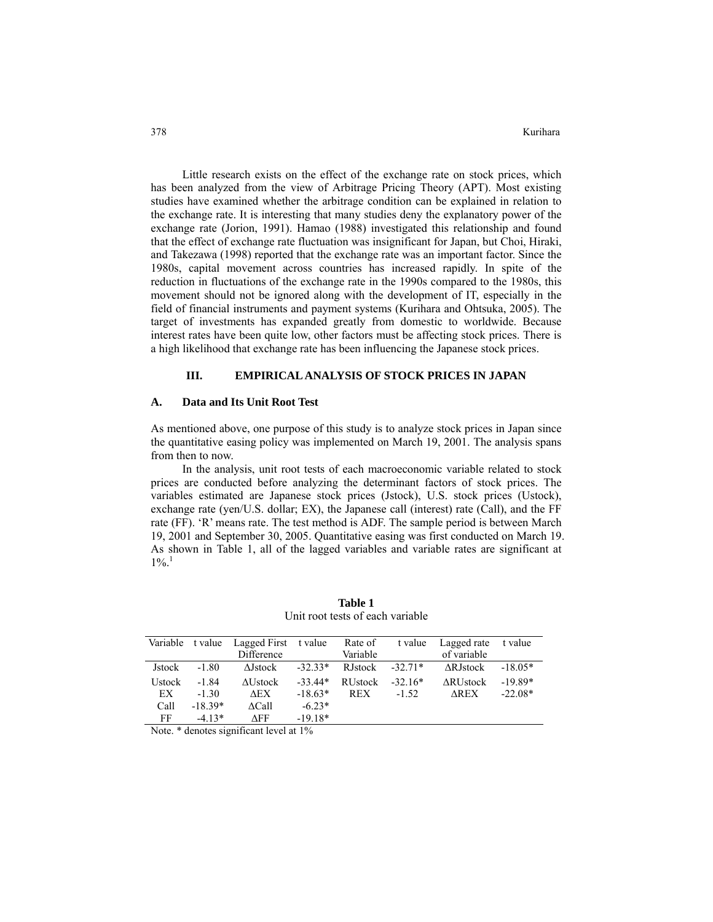Little research exists on the effect of the exchange rate on stock prices, which has been analyzed from the view of Arbitrage Pricing Theory (APT). Most existing studies have examined whether the arbitrage condition can be explained in relation to the exchange rate. It is interesting that many studies deny the explanatory power of the exchange rate (Jorion, 1991). Hamao (1988) investigated this relationship and found that the effect of exchange rate fluctuation was insignificant for Japan, but Choi, Hiraki, and Takezawa (1998) reported that the exchange rate was an important factor. Since the 1980s, capital movement across countries has increased rapidly. In spite of the reduction in fluctuations of the exchange rate in the 1990s compared to the 1980s, this movement should not be ignored along with the development of IT, especially in the field of financial instruments and payment systems (Kurihara and Ohtsuka, 2005). The target of investments has expanded greatly from domestic to worldwide. Because interest rates have been quite low, other factors must be affecting stock prices. There is a high likelihood that exchange rate has been influencing the Japanese stock prices.

## III. EMPIRICAL ANALYSIS OF STOCK PRICES IN JAPAN

### A. Data and Its Unit Root Test

As mentioned above, one purpose of this study is to analyze stock prices in Japan since the quantitative easing policy was implemented on March 19, 2001. The analysis spans from then to now.

In the analysis, unit root tests of each macroeconomic variable related to stock prices are conducted before analyzing the determinant factors of stock prices. The variables estimated are Japanese stock prices (Jstock), U.S. stock prices (Ustock), exchange rate (yen/U.S. dollar; EX), the Japanese call (interest) rate (Call), and the FF rate (FF). 'R' means rate. The test method is ADF. The sample period is between March 19, 2001 and September 30, 2005. Quantitative easing was first conducted on March 19. As shown in Table 1, all of the lagged variables and variable rates are significant at 1%.[1]

**Table 1**
Unit root tests of each variable

| Variable | t value | Lagged First Difference | t value | Rate of Variable | t value | Lagged rate of variable | t value |
|---|---|---|---|---|---|---|---|
| Jstock | -1.80 | ΔJstock | -32.33* | RJstock | -32.71* | ΔRJstock | -18.05* |
| Ustock | -1.84 | ΔUstock | -33.44* | RUstock | -32.16* | ΔRUstock | -19.89* |
| EX | -1.30 | ΔEX | -18.63* | REX | -1.52 | ΔREX | -22.08* |
| Call | -18.39* | ΔCall | -6.23* | | | | |
| FF | -4.13* | ΔFF | -19.18* | | | | |

Note. * denotes significant level at 1%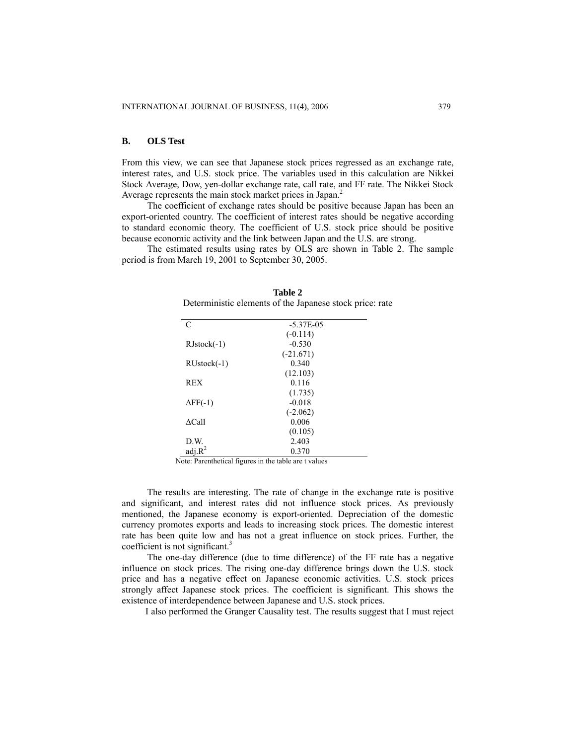### B. OLS Test

From this view, we can see that Japanese stock prices regressed as an exchange rate, interest rates, and U.S. stock price. The variables used in this calculation are Nikkei Stock Average, Dow, yen-dollar exchange rate, call rate, and FF rate. The Nikkei Stock Average represents the main stock market prices in Japan.[2]

The coefficient of exchange rates should be positive because Japan has been an export-oriented country. The coefficient of interest rates should be negative according to standard economic theory. The coefficient of U.S. stock price should be positive because economic activity and the link between Japan and the U.S. are strong.

The estimated results using rates by OLS are shown in Table 2. The sample period is from March 19, 2001 to September 30, 2005.

**Table 2**
Deterministic elements of the Japanese stock price: rate

| | |
|---|---|
| C | -5.37E-05 |
| | (-0.114) |
| RJstock(-1) | -0.530 |
| | (-21.671) |
| RUstock(-1) | 0.340 |
| | (12.103) |
| REX | 0.116 |
| | (1.735) |
| $\Delta$FF(-1) | -0.018 |
| | (-2.062) |
| $\Delta$Call | 0.006 |
| | (0.105) |
| D.W. | 2.403 |
| adj.$R^2$ | 0.370 |

Note: Parenthetical figures in the table are t values

The results are interesting. The rate of change in the exchange rate is positive and significant, and interest rates did not influence stock prices. As previously mentioned, the Japanese economy is export-oriented. Depreciation of the domestic currency promotes exports and leads to increasing stock prices. The domestic interest rate has been quite low and has not a great influence on stock prices. Further, the coefficient is not significant.[3]

The one-day difference (due to time difference) of the FF rate has a negative influence on stock prices. The rising one-day difference brings down the U.S. stock price and has a negative effect on Japanese economic activities. U.S. stock prices strongly affect Japanese stock prices. The coefficient is significant. This shows the existence of interdependence between Japanese and U.S. stock prices.

I also performed the Granger Causality test. The results suggest that I must reject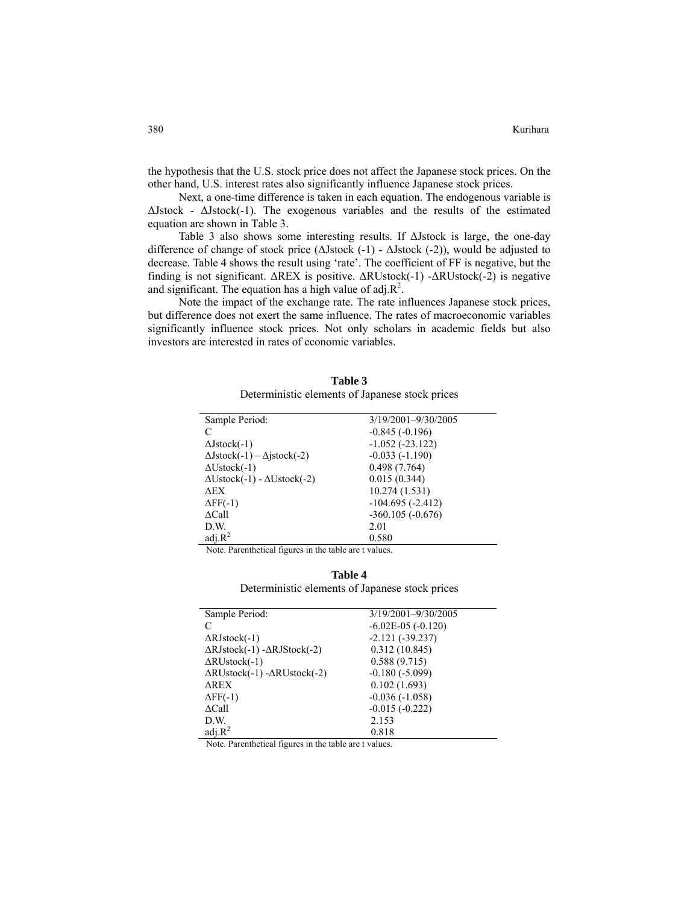the hypothesis that the U.S. stock price does not affect the Japanese stock prices. On the other hand, U.S. interest rates also significantly influence Japanese stock prices.

Next, a one-time difference is taken in each equation. The endogenous variable is ΔJstock - ΔJstock(-1). The exogenous variables and the results of the estimated equation are shown in Table 3.

Table 3 also shows some interesting results. If ΔJstock is large, the one-day difference of change of stock price (ΔJstock (-1) - ΔJstock (-2)), would be adjusted to decrease. Table 4 shows the result using 'rate'. The coefficient of FF is negative, but the finding is not significant. ΔREX is positive. ΔRUstock(-1) -ΔRUstock(-2) is negative and significant. The equation has a high value of adj.$R^2$.

Note the impact of the exchange rate. The rate influences Japanese stock prices, but difference does not exert the same influence. The rates of macroeconomic variables significantly influence stock prices. Not only scholars in academic fields but also investors are interested in rates of economic variables.

**Table 3**
Deterministic elements of Japanese stock prices

| Sample Period: | 3/19/2001–9/30/2005 |
|---|---|
| C | -0.845 (-0.196) |
| ΔJstock(-1) | -1.052 (-23.122) |
| ΔJstock(-1) – Δjstock(-2) | -0.033 (-1.190) |
| ΔUstock(-1) | 0.498 (7.764) |
| ΔUstock(-1) - ΔUstock(-2) | 0.015 (0.344) |
| ΔEX | 10.274 (1.531) |
| ΔFF(-1) | -104.695 (-2.412) |
| ΔCall | -360.105 (-0.676) |
| D.W. | 2.01 |
| adj.$R^2$ | 0.580 |

Note. Parenthetical figures in the table are t values.

**Table 4**
Deterministic elements of Japanese stock prices

| Sample Period: | 3/19/2001–9/30/2005 |
|---|---|
| C | -6.02E-05 (-0.120) |
| ΔRJstock(-1) | -2.121 (-39.237) |
| ΔRJstock(-1) -ΔRJStock(-2) | 0.312 (10.845) |
| ΔRUstock(-1) | 0.588 (9.715) |
| ΔRUstock(-1) -ΔRUstock(-2) | -0.180 (-5.099) |
| ΔREX | 0.102 (1.693) |
| ΔFF(-1) | -0.036 (-1.058) |
| ΔCall | -0.015 (-0.222) |
| D.W. | 2.153 |
| adj.$R^2$ | 0.818 |

Note. Parenthetical figures in the table are t values.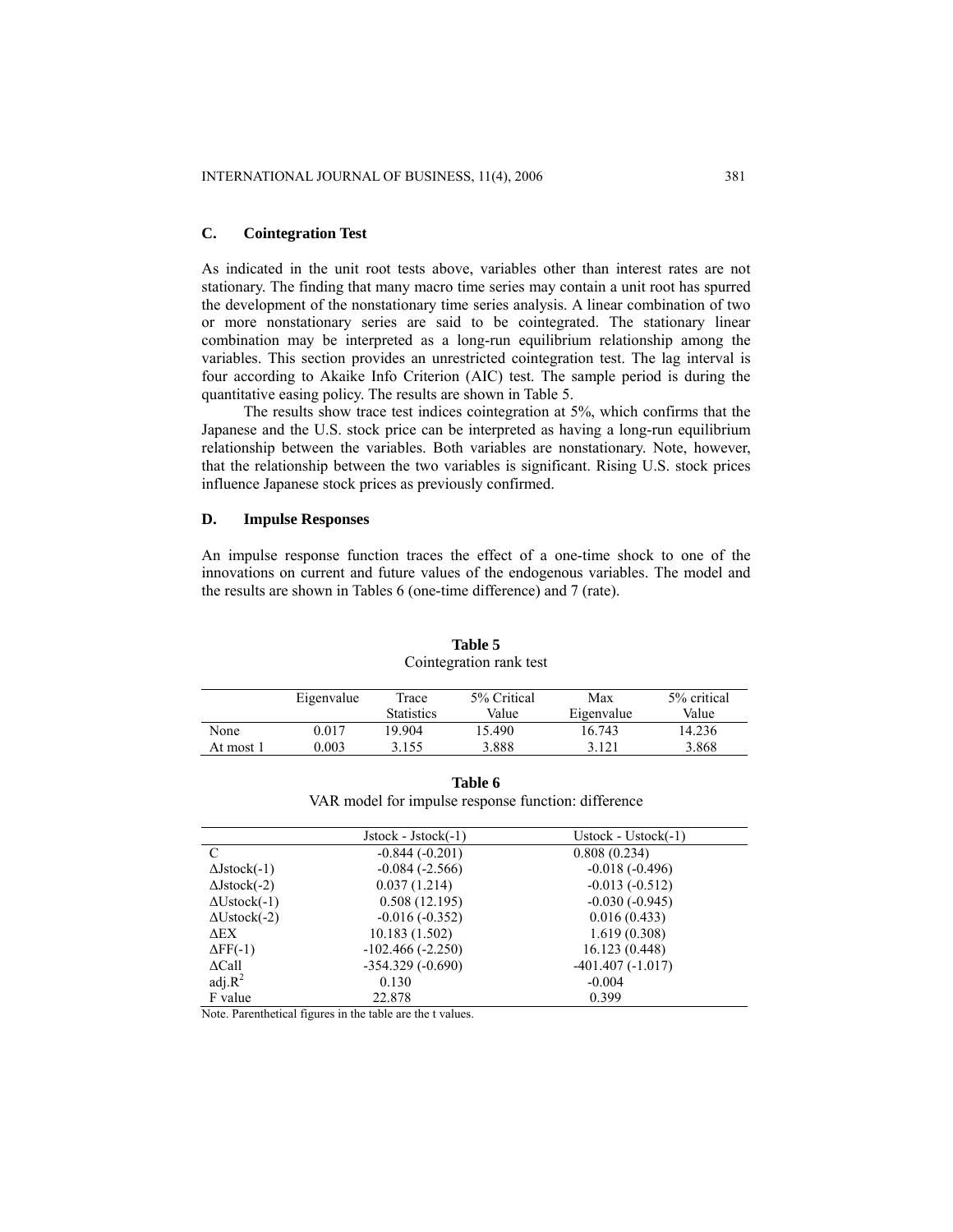### C. Cointegration Test

As indicated in the unit root tests above, variables other than interest rates are not stationary. The finding that many macro time series may contain a unit root has spurred the development of the nonstationary time series analysis. A linear combination of two or more nonstationary series are said to be cointegrated. The stationary linear combination may be interpreted as a long-run equilibrium relationship among the variables. This section provides an unrestricted cointegration test. The lag interval is four according to Akaike Info Criterion (AIC) test. The sample period is during the quantitative easing policy. The results are shown in Table 5.

The results show trace test indices cointegration at 5%, which confirms that the Japanese and the U.S. stock price can be interpreted as having a long-run equilibrium relationship between the variables. Both variables are nonstationary. Note, however, that the relationship between the two variables is significant. Rising U.S. stock prices influence Japanese stock prices as previously confirmed.

### D. Impulse Responses

An impulse response function traces the effect of a one-time shock to one of the innovations on current and future values of the endogenous variables. The model and the results are shown in Tables 6 (one-time difference) and 7 (rate).

**Table 5**
Cointegration rank test

| | Eigenvalue | Trace Statistics | 5% Critical Value | Max Eigenvalue | 5% critical Value |
|---|---|---|---|---|---|
| None | 0.017 | 19.904 | 15.490 | 16.743 | 14.236 |
| At most 1 | 0.003 | 3.155 | 3.888 | 3.121 | 3.868 |

**Table 6**
VAR model for impulse response function: difference

| | Jstock - Jstock(-1) | Ustock - Ustock(-1) |
|---|---|---|
| C | -0.844 (-0.201) | 0.808 (0.234) |
| ΔJstock(-1) | -0.084 (-2.566) | -0.018 (-0.496) |
| ΔJstock(-2) | 0.037 (1.214) | -0.013 (-0.512) |
| ΔUstock(-1) | 0.508 (12.195) | -0.030 (-0.945) |
| ΔUstock(-2) | -0.016 (-0.352) | 0.016 (0.433) |
| ΔEX | 10.183 (1.502) | 1.619 (0.308) |
| ΔFF(-1) | -102.466 (-2.250) | 16.123 (0.448) |
| ΔCall | -354.329 (-0.690) | -401.407 (-1.017) |
| adj.$R^2$ | 0.130 | -0.004 |
| F value | 22.878 | 0.399 |

Note. Parenthetical figures in the table are the t values.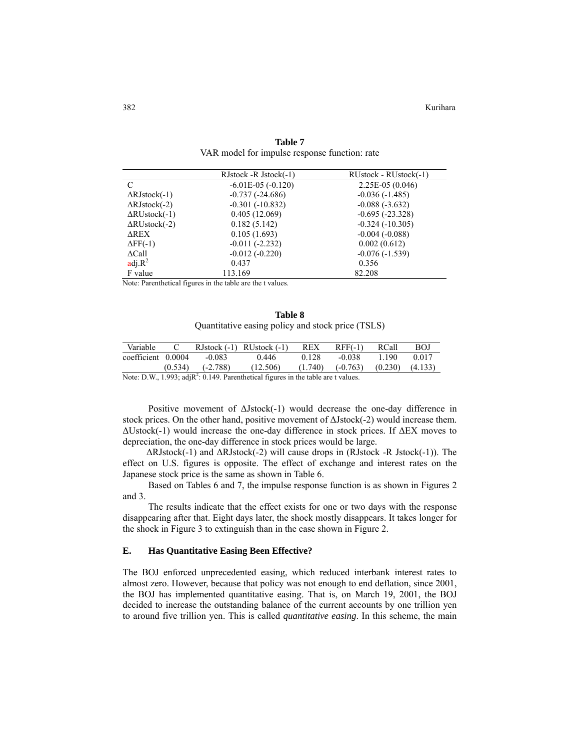**Table 7**
VAR model for impulse response function: rate

| | RJstock -R Jstock(-1) | RUstock - RUstock(-1) |
|---|---|---|
| C | -6.01E-05 (-0.120) | 2.25E-05 (0.046) |
| ΔRJstock(-1) | -0.737 (-24.686) | -0.036 (-1.485) |
| ΔRJstock(-2) | -0.301 (-10.832) | -0.088 (-3.632) |
| ΔRUstock(-1) | 0.405 (12.069) | -0.695 (-23.328) |
| ΔRUstock(-2) | 0.182 (5.142) | -0.324 (-10.305) |
| ΔREX | 0.105 (1.693) | -0.004 (-0.088) |
| ΔFF(-1) | -0.011 (-2.232) | 0.002 (0.612) |
| ΔCall | -0.012 (-0.220) | -0.076 (-1.539) |
| adj.$R^2$ | 0.437 | 0.356 |
| F value | 113.169 | 82.208 |

Note: Parenthetical figures in the table are the t values.

**Table 8**
Quantitative easing policy and stock price (TSLS)

| Variable | C | RJstock (-1) | RUstock (-1) | REX | RFF(-1) | RCall | BOJ |
|---|---|---|---|---|---|---|---|
| coefficient | 0.0004 | -0.083 | 0.446 | 0.128 | -0.038 | 1.190 | 0.017 |
| | (0.534) | (-2.788) | (12.506) | (1.740) | (-0.763) | (0.230) | (4.133) |

Note: D.W., 1.993; adj$R^2$: 0.149. Parenthetical figures in the table are t values.

Positive movement of ΔJstock(-1) would decrease the one-day difference in stock prices. On the other hand, positive movement of ΔJstock(-2) would increase them. ΔUstock(-1) would increase the one-day difference in stock prices. If ΔEX moves to depreciation, the one-day difference in stock prices would be large.

ΔRJstock(-1) and ΔRJstock(-2) will cause drops in (RJstock -R Jstock(-1)). The effect on U.S. figures is opposite. The effect of exchange and interest rates on the Japanese stock price is the same as shown in Table 6.

Based on Tables 6 and 7, the impulse response function is as shown in Figures 2 and 3.

The results indicate that the effect exists for one or two days with the response disappearing after that. Eight days later, the shock mostly disappears. It takes longer for the shock in Figure 3 to extinguish than in the case shown in Figure 2.

### E. Has Quantitative Easing Been Effective?

The BOJ enforced unprecedented easing, which reduced interbank interest rates to almost zero. However, because that policy was not enough to end deflation, since 2001, the BOJ has implemented quantitative easing. That is, on March 19, 2001, the BOJ decided to increase the outstanding balance of the current accounts by one trillion yen to around five trillion yen. This is called *quantitative easing*. In this scheme, the main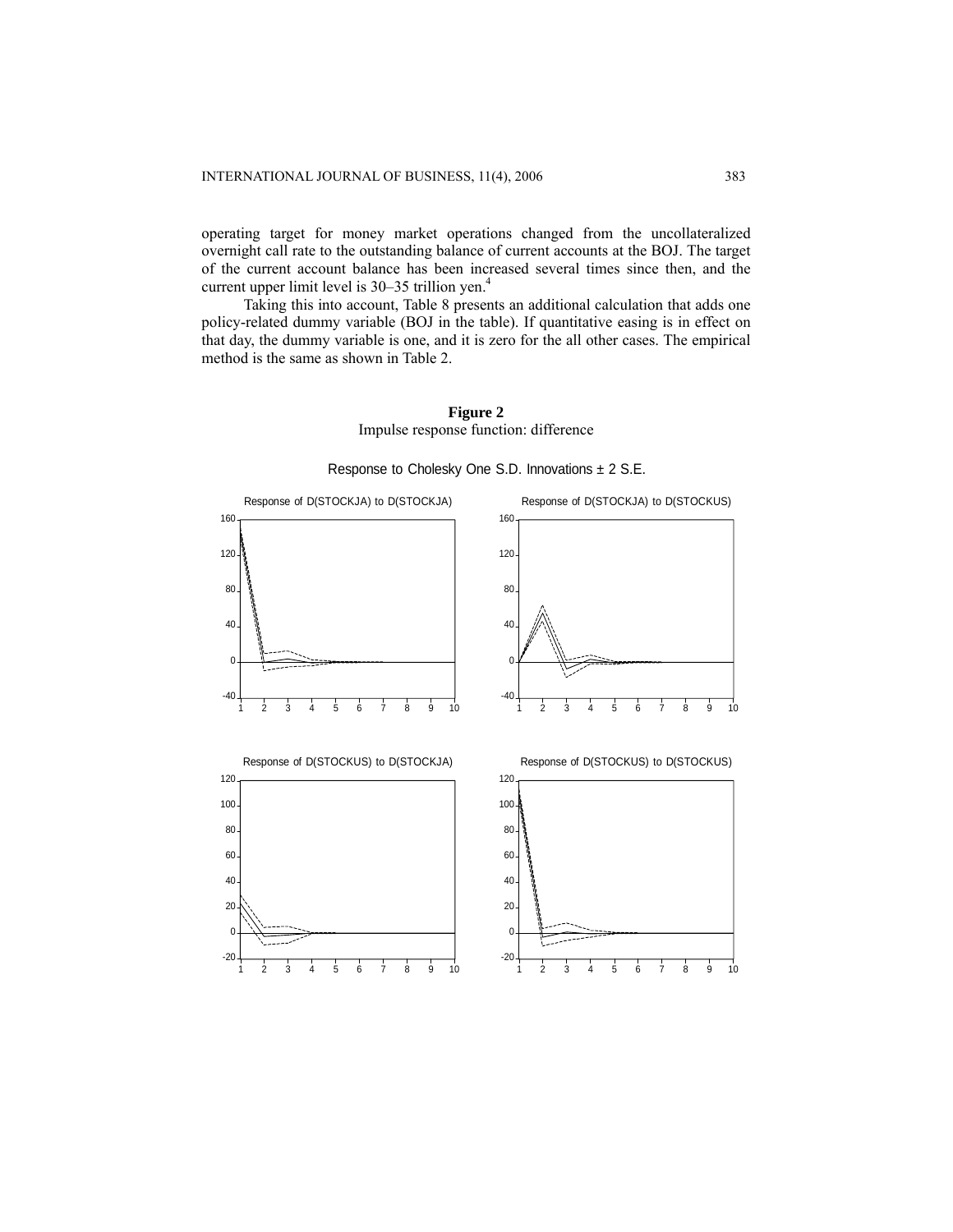operating target for money market operations changed from the uncollateralized overnight call rate to the outstanding balance of current accounts at the BOJ. The target of the current account balance has been increased several times since then, and the current upper limit level is 30–35 trillion yen.[4]

Taking this into account, Table 8 presents an additional calculation that adds one policy-related dummy variable (BOJ in the table). If quantitative easing is in effect on that day, the dummy variable is one, and it is zero for the all other cases. The empirical method is the same as shown in Table 2.

**Figure 2**
Impulse response function: difference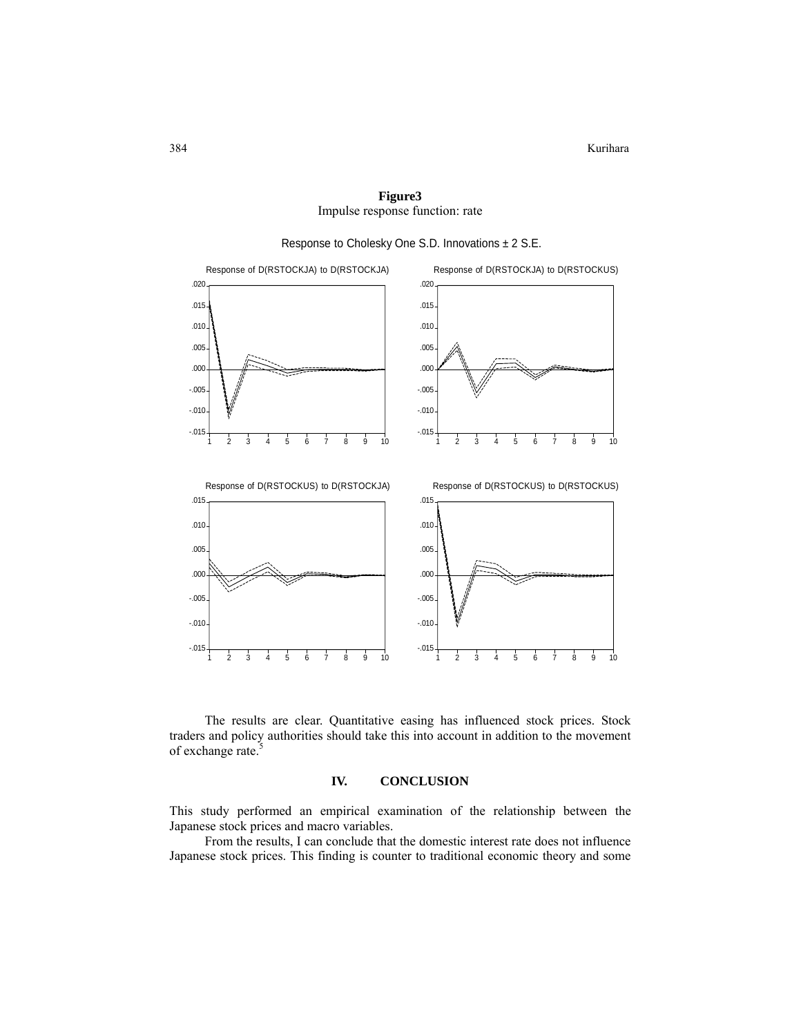**Figure3**
Impulse response function: rate

Response to Cholesky One S.D. Innovations ± 2 S.E.

Response of D(RSTOCKJA) to D(RSTOCKJA)

Response of D(RSTOCKJA) to D(RSTOCKUS)

Response of D(RSTOCKUS) to D(RSTOCKJA)

Response of D(RSTOCKUS) to D(RSTOCKUS)

The results are clear. Quantitative easing has influenced stock prices. Stock traders and policy authorities should take this into account in addition to the movement of exchange rate.[5]

## IV. CONCLUSION

This study performed an empirical examination of the relationship between the Japanese stock prices and macro variables.

From the results, I can conclude that the domestic interest rate does not influence Japanese stock prices. This finding is counter to traditional economic theory and some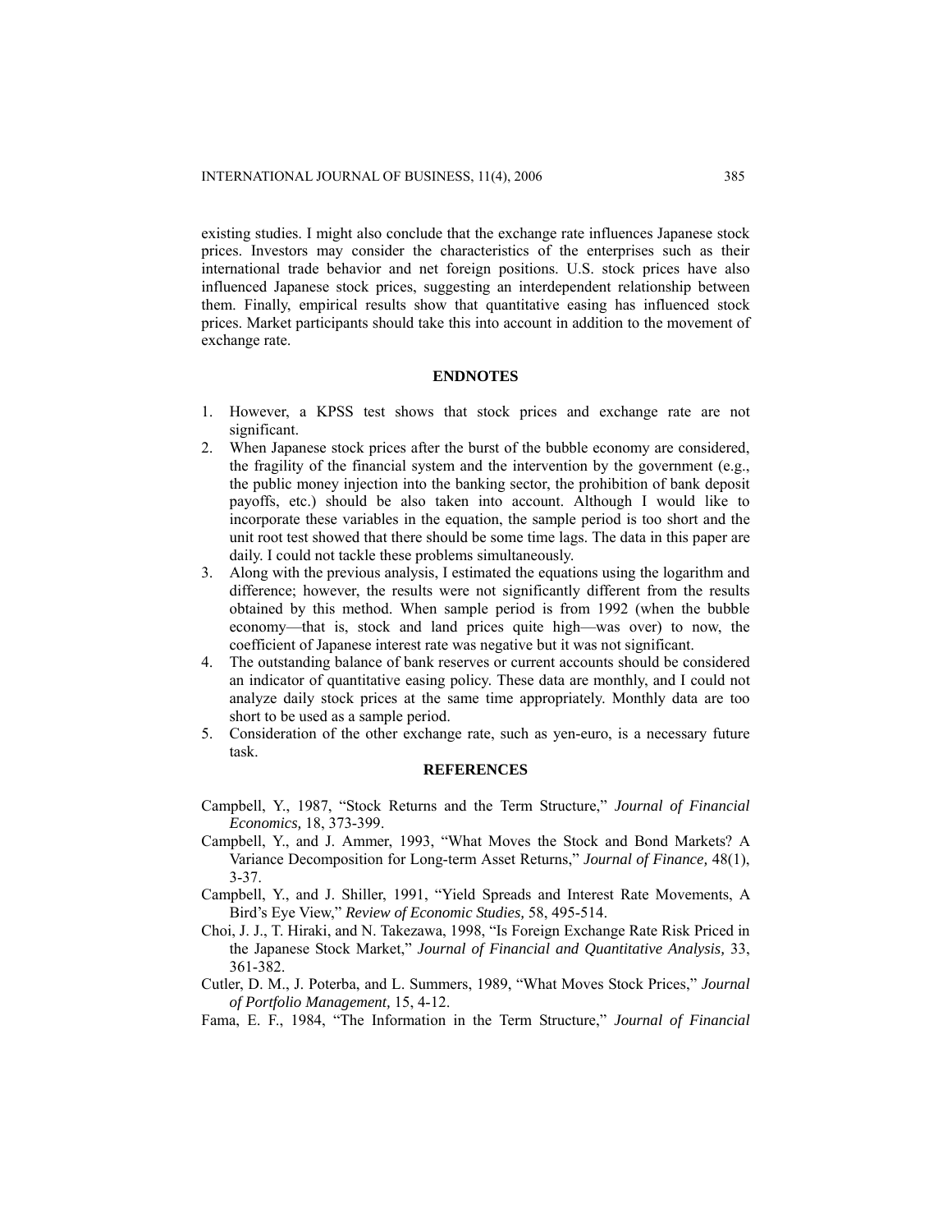existing studies. I might also conclude that the exchange rate influences Japanese stock prices. Investors may consider the characteristics of the enterprises such as their international trade behavior and net foreign positions. U.S. stock prices have also influenced Japanese stock prices, suggesting an interdependent relationship between them. Finally, empirical results show that quantitative easing has influenced stock prices. Market participants should take this into account in addition to the movement of exchange rate.

## ENDNOTES

1. However, a KPSS test shows that stock prices and exchange rate are not significant.
2. When Japanese stock prices after the burst of the bubble economy are considered, the fragility of the financial system and the intervention by the government (e.g., the public money injection into the banking sector, the prohibition of bank deposit payoffs, etc.) should be also taken into account. Although I would like to incorporate these variables in the equation, the sample period is too short and the unit root test showed that there should be some time lags. The data in this paper are daily. I could not tackle these problems simultaneously.
3. Along with the previous analysis, I estimated the equations using the logarithm and difference; however, the results were not significantly different from the results obtained by this method. When sample period is from 1992 (when the bubble economy—that is, stock and land prices quite high—was over) to now, the coefficient of Japanese interest rate was negative but it was not significant.
4. The outstanding balance of bank reserves or current accounts should be considered an indicator of quantitative easing policy. These data are monthly, and I could not analyze daily stock prices at the same time appropriately. Monthly data are too short to be used as a sample period.
5. Consideration of the other exchange rate, such as yen-euro, is a necessary future task.

## REFERENCES

Campbell, Y., 1987, "Stock Returns and the Term Structure," *Journal of Financial Economics,* 18, 373-399.

Campbell, Y., and J. Ammer, 1993, "What Moves the Stock and Bond Markets? A Variance Decomposition for Long-term Asset Returns," *Journal of Finance,* 48(1), 3-37.

Campbell, Y., and J. Shiller, 1991, "Yield Spreads and Interest Rate Movements, A Bird's Eye View," *Review of Economic Studies,* 58, 495-514.

Choi, J. J., T. Hiraki, and N. Takezawa, 1998, "Is Foreign Exchange Rate Risk Priced in the Japanese Stock Market," *Journal of Financial and Quantitative Analysis,* 33, 361-382.

Cutler, D. M., J. Poterba, and L. Summers, 1989, "What Moves Stock Prices," *Journal of Portfolio Management,* 15, 4-12.

Fama, E. F., 1984, "The Information in the Term Structure," *Journal of Financial*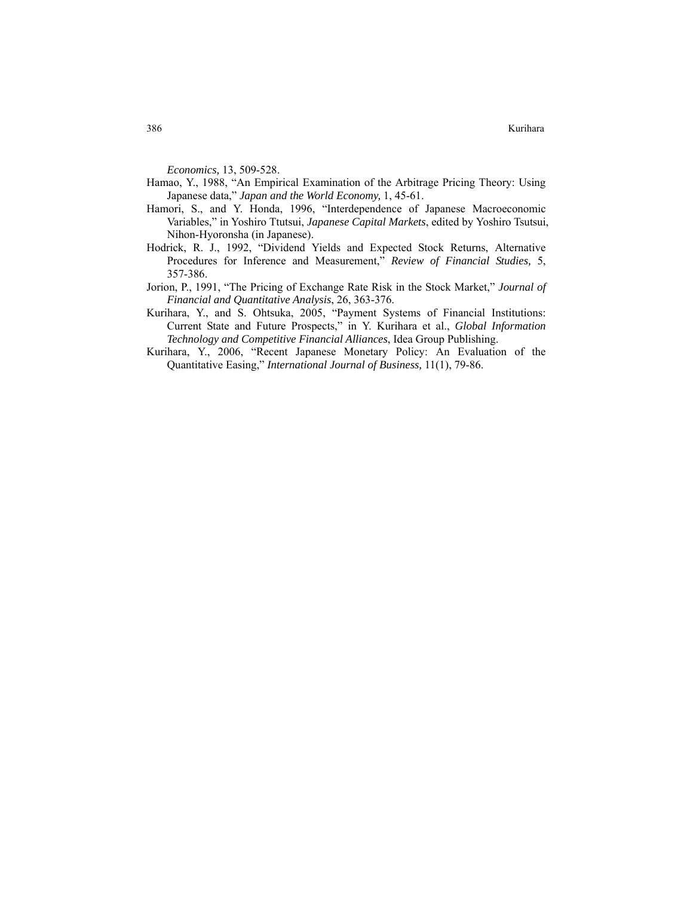*Economics,* 13, 509-528.

Hamao, Y., 1988, "An Empirical Examination of the Arbitrage Pricing Theory: Using Japanese data," *Japan and the World Economy,* 1, 45-61.

Hamori, S., and Y. Honda, 1996, "Interdependence of Japanese Macroeconomic Variables," in Yoshiro Ttutsui, *Japanese Capital Markets*, edited by Yoshiro Tsutsui, Nihon-Hyoronsha (in Japanese).

Hodrick, R. J., 1992, "Dividend Yields and Expected Stock Returns, Alternative Procedures for Inference and Measurement," *Review of Financial Studies,* 5, 357-386.

Jorion, P., 1991, "The Pricing of Exchange Rate Risk in the Stock Market," *Journal of Financial and Quantitative Analysis*, 26, 363-376.

Kurihara, Y., and S. Ohtsuka, 2005, "Payment Systems of Financial Institutions: Current State and Future Prospects," in Y. Kurihara et al., *Global Information Technology and Competitive Financial Alliances*, Idea Group Publishing.

Kurihara, Y., 2006, "Recent Japanese Monetary Policy: An Evaluation of the Quantitative Easing," *International Journal of Business,* 11(1), 79-86.